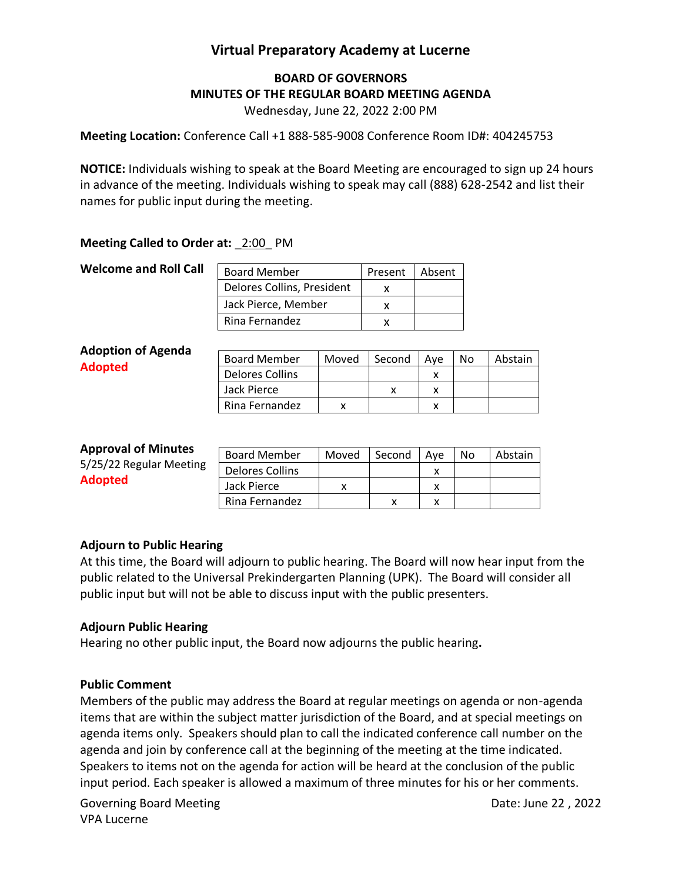# Virtual Preparatory Academy at Lucerne

## BOARD OF GOVERNORS
## MINUTES OF THE REGULAR BOARD MEETING AGENDA

Wednesday, June 22, 2022 2:00 PM

**Meeting Location:** Conference Call +1 888-585-9008 Conference Room ID#: 404245753

**NOTICE:** Individuals wishing to speak at the Board Meeting are encouraged to sign up 24 hours in advance of the meeting. Individuals wishing to speak may call (888) 628-2542 and list their names for public input during the meeting.

**Meeting Called to Order at:** _2:00_ PM

**Welcome and Roll Call**

| Board Member | Present | Absent |
|---|---|---|
| Delores Collins, President | x | |
| Jack Pierce, Member | x | |
| Rina Fernandez | x | |

**Adoption of Agenda**
**Adopted**

| Board Member | Moved | Second | Aye | No | Abstain |
|---|---|---|---|---|---|
| Delores Collins | | | x | | |
| Jack Pierce | | x | x | | |
| Rina Fernandez | x | | x | | |

**Approval of Minutes**
5/25/22 Regular Meeting
**Adopted**

| Board Member | Moved | Second | Aye | No | Abstain |
|---|---|---|---|---|---|
| Delores Collins | | | x | | |
| Jack Pierce | x | | x | | |
| Rina Fernandez | | x | x | | |

**Adjourn to Public Hearing**

At this time, the Board will adjourn to public hearing. The Board will now hear input from the public related to the Universal Prekindergarten Planning (UPK). The Board will consider all public input but will not be able to discuss input with the public presenters.

**Adjourn Public Hearing**

Hearing no other public input, the Board now adjourns the public hearing**.**

**Public Comment**

Members of the public may address the Board at regular meetings on agenda or non-agenda items that are within the subject matter jurisdiction of the Board, and at special meetings on agenda items only. Speakers should plan to call the indicated conference call number on the agenda and join by conference call at the beginning of the meeting at the time indicated. Speakers to items not on the agenda for action will be heard at the conclusion of the public input period. Each speaker is allowed a maximum of three minutes for his or her comments.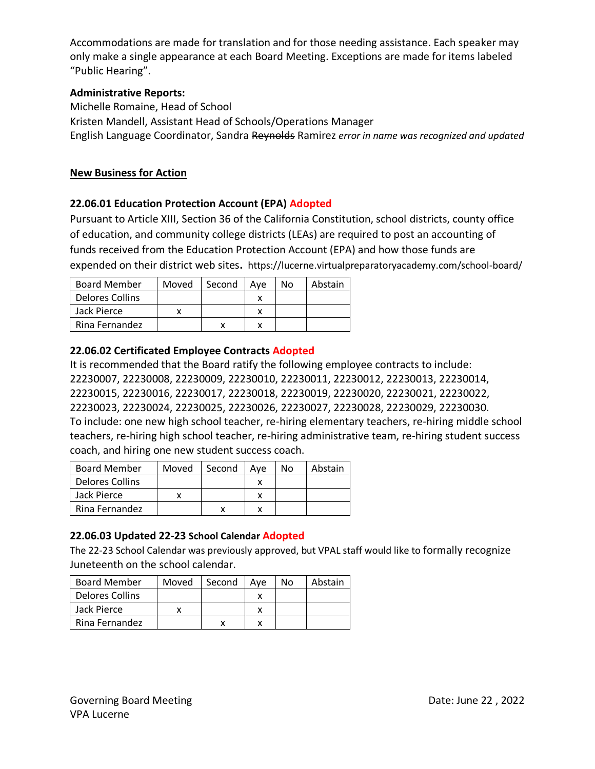Accommodations are made for translation and for those needing assistance. Each speaker may only make a single appearance at each Board Meeting. Exceptions are made for items labeled "Public Hearing".

**Administrative Reports:**
Michelle Romaine, Head of School
Kristen Mandell, Assistant Head of Schools/Operations Manager
English Language Coordinator, Sandra ~~Reynolds~~ Ramirez *error in name was recognized and updated*

**New Business for Action**

### 22.06.01 Education Protection Account (EPA) Adopted

Pursuant to Article XIII, Section 36 of the California Constitution, school districts, county office of education, and community college districts (LEAs) are required to post an accounting of funds received from the Education Protection Account (EPA) and how those funds are expended on their district web sites. https://lucerne.virtualpreparatoryacademy.com/school-board/

| Board Member | Moved | Second | Aye | No | Abstain |
|---|---|---|---|---|---|
| Delores Collins | | | x | | |
| Jack Pierce | x | | x | | |
| Rina Fernandez | | x | x | | |

### 22.06.02 Certificated Employee Contracts Adopted

It is recommended that the Board ratify the following employee contracts to include: 22230007, 22230008, 22230009, 22230010, 22230011, 22230012, 22230013, 22230014, 22230015, 22230016, 22230017, 22230018, 22230019, 22230020, 22230021, 22230022, 22230023, 22230024, 22230025, 22230026, 22230027, 22230028, 22230029, 22230030.
To include: one new high school teacher, re-hiring elementary teachers, re-hiring middle school teachers, re-hiring high school teacher, re-hiring administrative team, re-hiring student success coach, and hiring one new student success coach.

| Board Member | Moved | Second | Aye | No | Abstain |
|---|---|---|---|---|---|
| Delores Collins | | | x | | |
| Jack Pierce | x | | x | | |
| Rina Fernandez | | x | x | | |

### 22.06.03 Updated 22-23 School Calendar Adopted

The 22-23 School Calendar was previously approved, but VPAL staff would like to formally recognize Juneteenth on the school calendar.

| Board Member | Moved | Second | Aye | No | Abstain |
|---|---|---|---|---|---|
| Delores Collins | | | x | | |
| Jack Pierce | x | | x | | |
| Rina Fernandez | | x | x | | |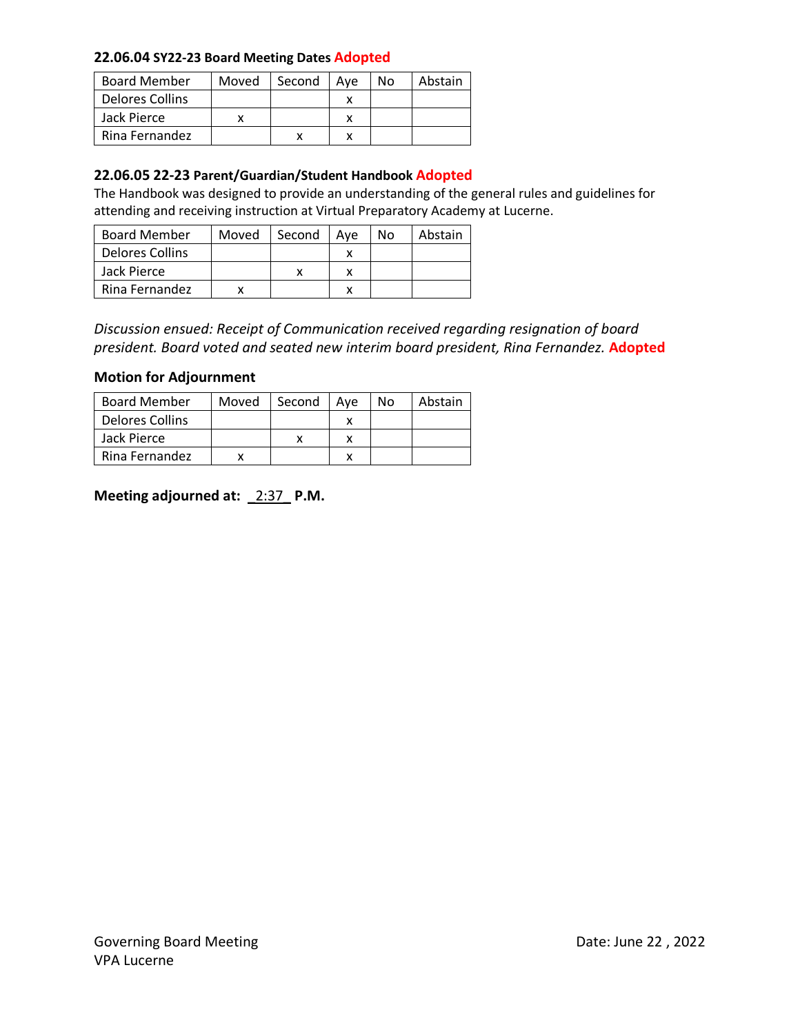### 22.06.04 SY22-23 Board Meeting Dates Adopted

| Board Member | Moved | Second | Aye | No | Abstain |
|---|---|---|---|---|---|
| Delores Collins | | | x | | |
| Jack Pierce | x | | x | | |
| Rina Fernandez | | x | x | | |

### 22.06.05 22-23 Parent/Guardian/Student Handbook Adopted

The Handbook was designed to provide an understanding of the general rules and guidelines for attending and receiving instruction at Virtual Preparatory Academy at Lucerne.

| Board Member | Moved | Second | Aye | No | Abstain |
|---|---|---|---|---|---|
| Delores Collins | | | x | | |
| Jack Pierce | | x | x | | |
| Rina Fernandez | x | | x | | |

*Discussion ensued: Receipt of Communication received regarding resignation of board president. Board voted and seated new interim board president, Rina Fernandez.* **Adopted**

### Motion for Adjournment

| Board Member | Moved | Second | Aye | No | Abstain |
|---|---|---|---|---|---|
| Delores Collins | | | x | | |
| Jack Pierce | | x | x | | |
| Rina Fernandez | x | | x | | |

**Meeting adjourned at: _2:37_ P.M.**